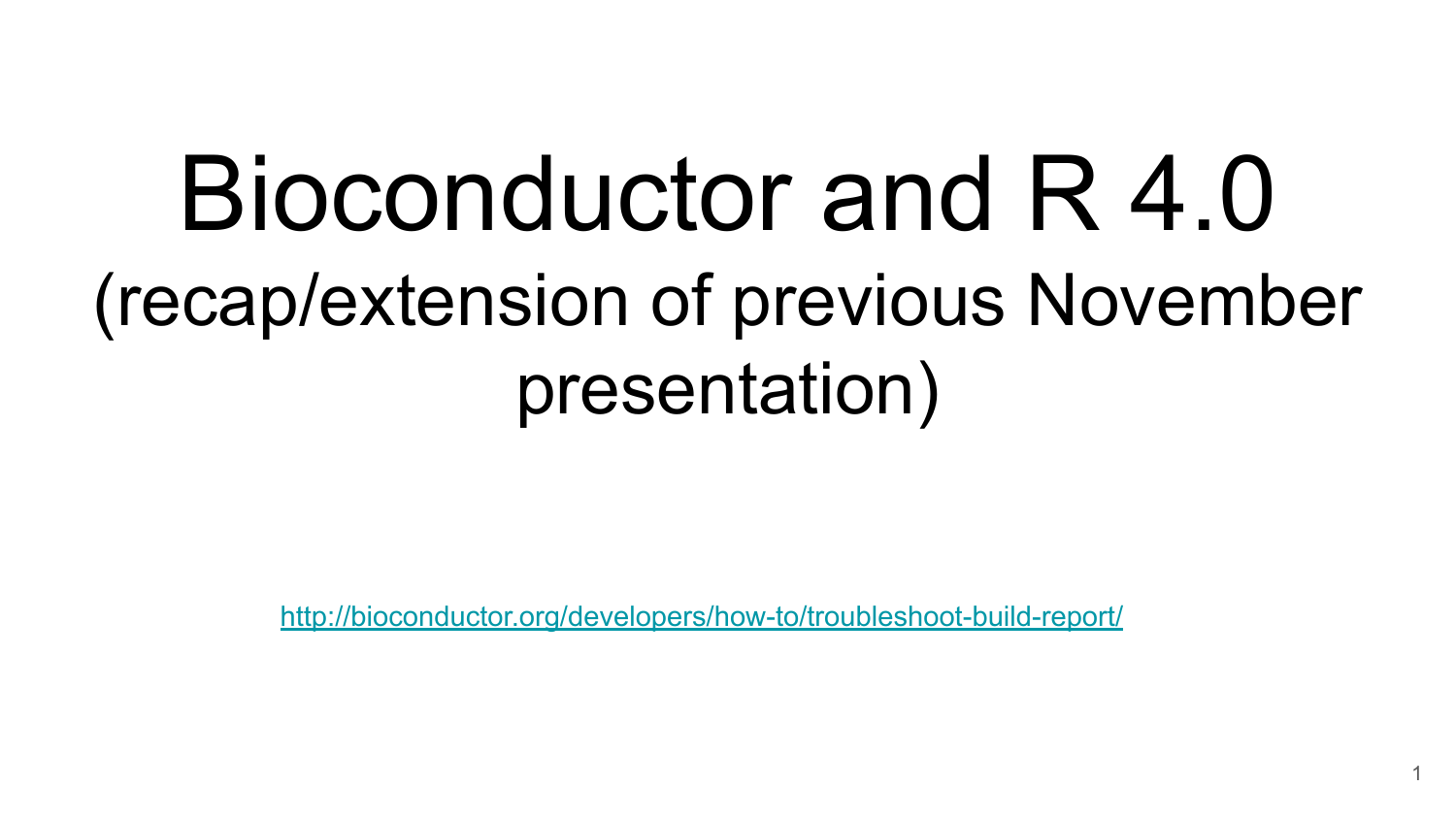# Bioconductor and R 4.0

## (recap/extension of previous November presentation)

[http://bioconductor.org/developers/how-to/troubleshoot-build-report/](http://bioconductor.org/developers/how-to/troubleshoot-build-report/)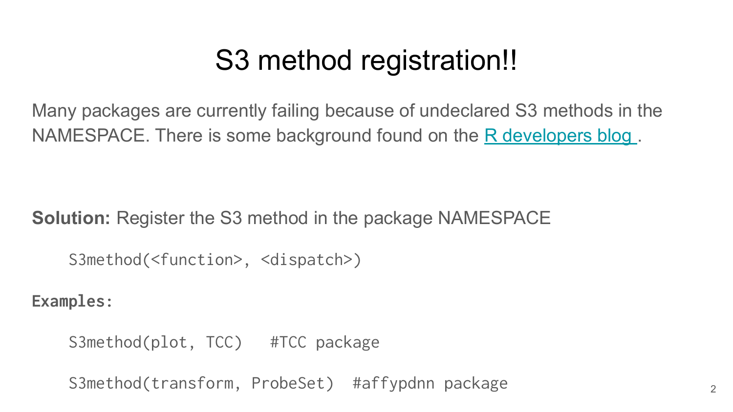# S3 method registration!!

Many packages are currently failing because of undeclared S3 methods in the NAMESPACE. There is some background found on the R developers blog .

**Solution:** Register the S3 method in the package NAMESPACE

```
S3method(<function>, <dispatch>)
```

**Examples:**

```
S3method(plot, TCC)   #TCC package

S3method(transform, ProbeSet)  #affypdnn package
```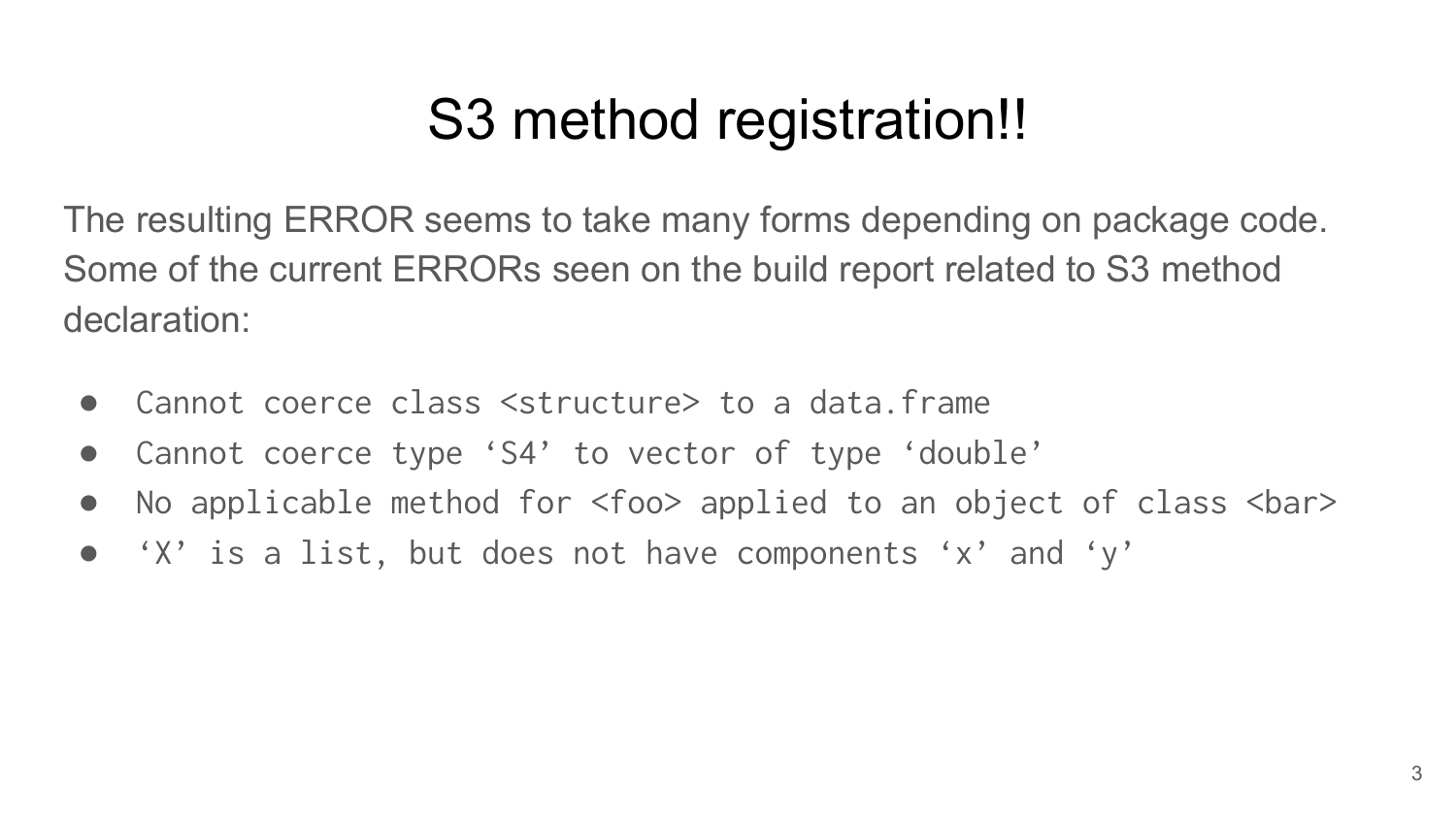# S3 method registration!!

The resulting ERROR seems to take many forms depending on package code. Some of the current ERRORs seen on the build report related to S3 method declaration:

- `Cannot coerce class <structure> to a data.frame`
- `Cannot coerce type ‘S4’ to vector of type ‘double’`
- `No applicable method for <foo> applied to an object of class <bar>`
- `‘X’ is a list, but does not have components ‘x’ and ‘y’`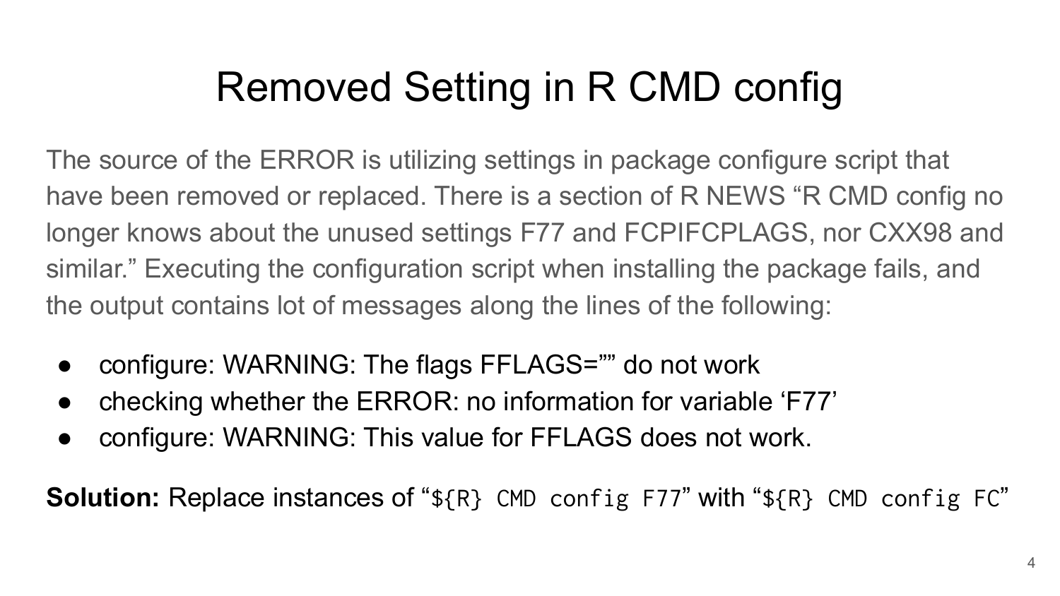# Removed Setting in R CMD config

The source of the ERROR is utilizing settings in package configure script that have been removed or replaced. There is a section of R NEWS “R CMD config no longer knows about the unused settings F77 and FCPIFCPLAGS, nor CXX98 and similar.” Executing the configuration script when installing the package fails, and the output contains lot of messages along the lines of the following:

- configure: WARNING: The flags FFLAGS=”” do not work
- checking whether the ERROR: no information for variable ‘F77’
- configure: WARNING: This value for FFLAGS does not work.

**Solution:** Replace instances of “`${R} CMD config F77`” with “`${R} CMD config FC`”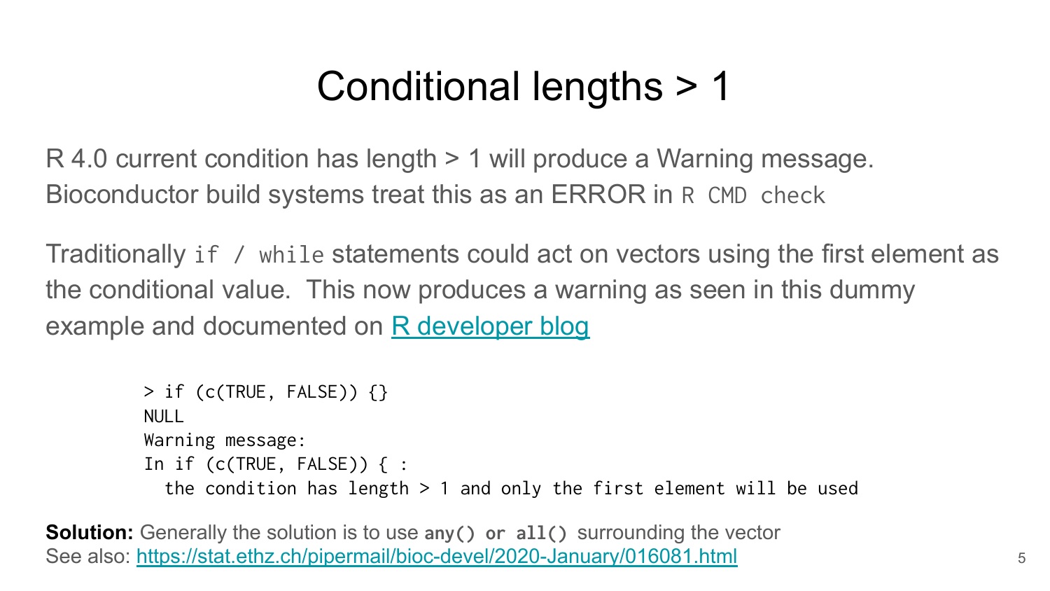# Conditional lengths > 1

R 4.0 current condition has length > 1 will produce a Warning message. Bioconductor build systems treat this as an ERROR in `R CMD check`

Traditionally `if / while` statements could act on vectors using the first element as the conditional value. This now produces a warning as seen in this dummy example and documented on [R developer blog]()

```
> if (c(TRUE, FALSE)) {}
NULL
Warning message:
In if (c(TRUE, FALSE)) { :
  the condition has length > 1 and only the first element will be used
```

**Solution:** Generally the solution is to use **`any() or all()`** surrounding the vector
See also: [https://stat.ethz.ch/pipermail/bioc-devel/2020-January/016081.html](https://stat.ethz.ch/pipermail/bioc-devel/2020-January/016081.html)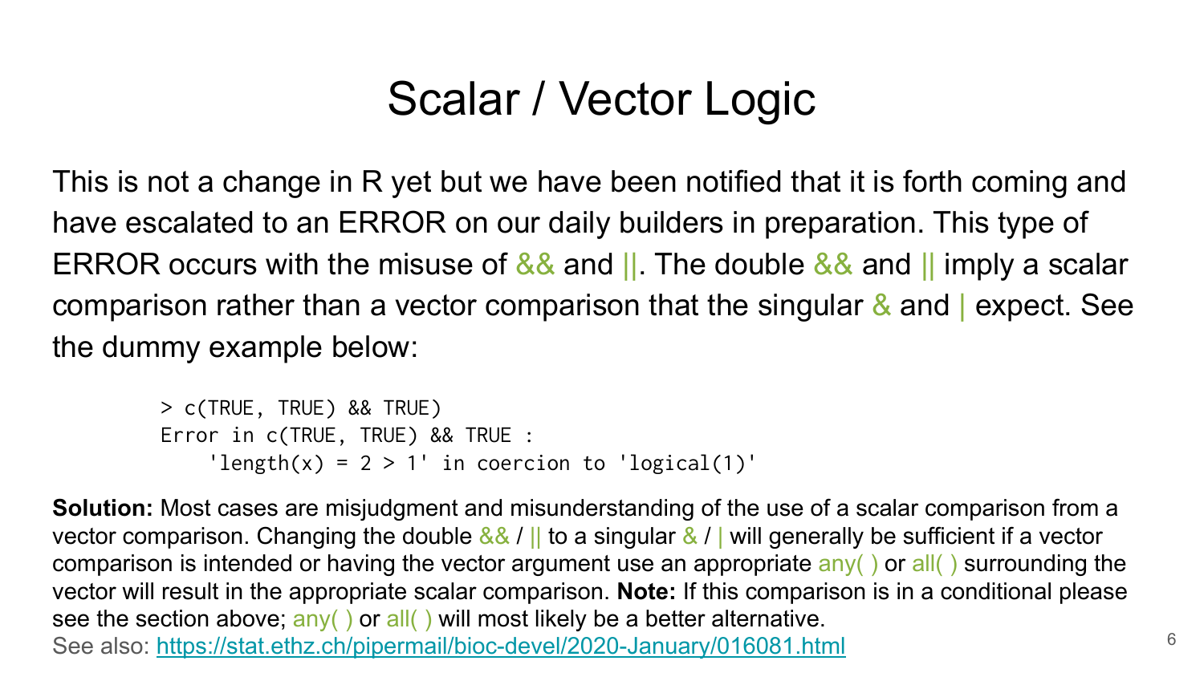# Scalar / Vector Logic

This is not a change in R yet but we have been notified that it is forth coming and have escalated to an ERROR on our daily builders in preparation. This type of ERROR occurs with the misuse of && and ||. The double && and || imply a scalar comparison rather than a vector comparison that the singular & and | expect. See the dummy example below:

```
> c(TRUE, TRUE) && TRUE)
Error in c(TRUE, TRUE) && TRUE :
    'length(x) = 2 > 1' in coercion to 'logical(1)'
```

**Solution:** Most cases are misjudgment and misunderstanding of the use of a scalar comparison from a vector comparison. Changing the double && / || to a singular & / | will generally be sufficient if a vector comparison is intended or having the vector argument use an appropriate any( ) or all( ) surrounding the vector will result in the appropriate scalar comparison. **Note:** If this comparison is in a conditional please see the section above; any( ) or all( ) will most likely be a better alternative.

See also: [https://stat.ethz.ch/pipermail/bioc-devel/2020-January/016081.html](https://stat.ethz.ch/pipermail/bioc-devel/2020-January/016081.html)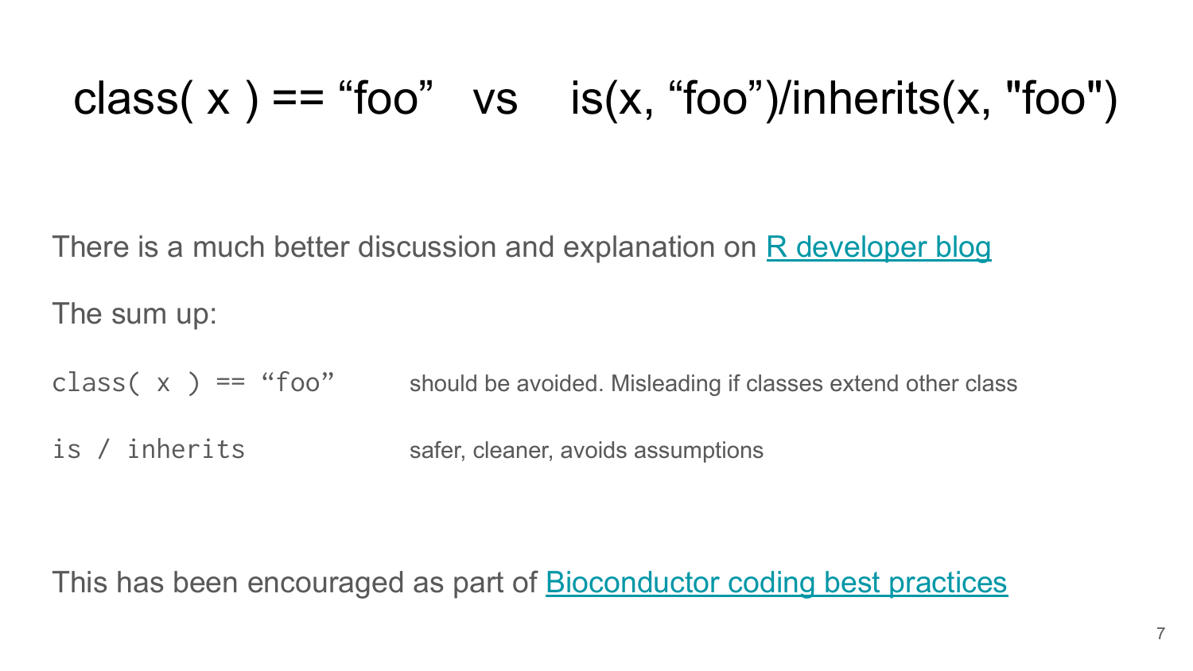# class( x ) == “foo” vs is(x, “foo”)/inherits(x, "foo")

There is a much better discussion and explanation on R developer blog

The sum up:

| | |
|---|---|
| `class( x ) == “foo”` | should be avoided. Misleading if classes extend other class |
| `is / inherits` | safer, cleaner, avoids assumptions |

This has been encouraged as part of Bioconductor coding best practices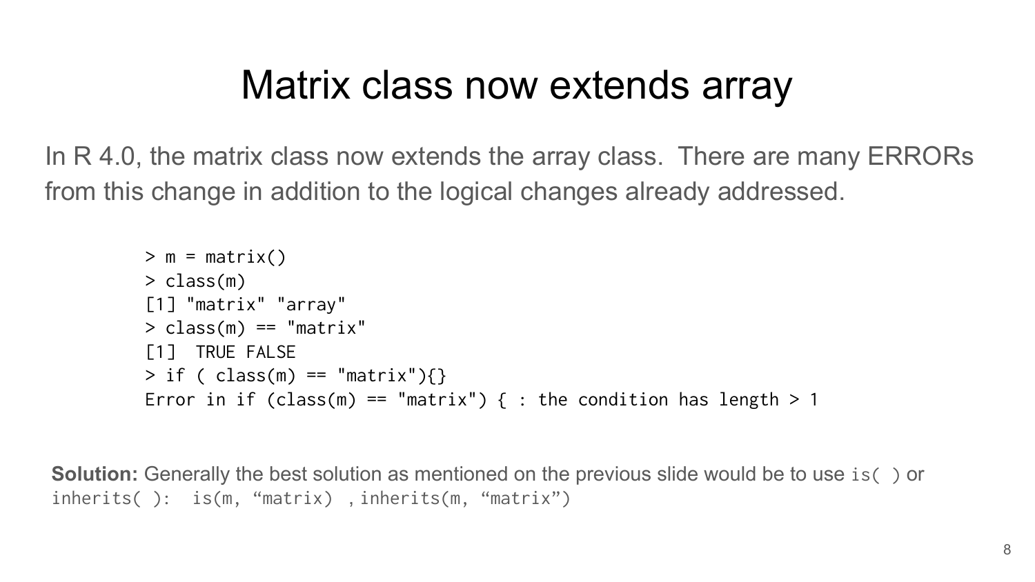# Matrix class now extends array

In R 4.0, the matrix class now extends the array class. There are many ERRORs from this change in addition to the logical changes already addressed.

```
> m = matrix()
> class(m)
[1] "matrix" "array"
> class(m) == "matrix"
[1]  TRUE FALSE
> if ( class(m) == "matrix"){}
Error in if (class(m) == "matrix") { : the condition has length > 1
```

**Solution:** Generally the best solution as mentioned on the previous slide would be to use `is( )` or `inherits( )`: `is(m, “matrix)` , `inherits(m, “matrix”)`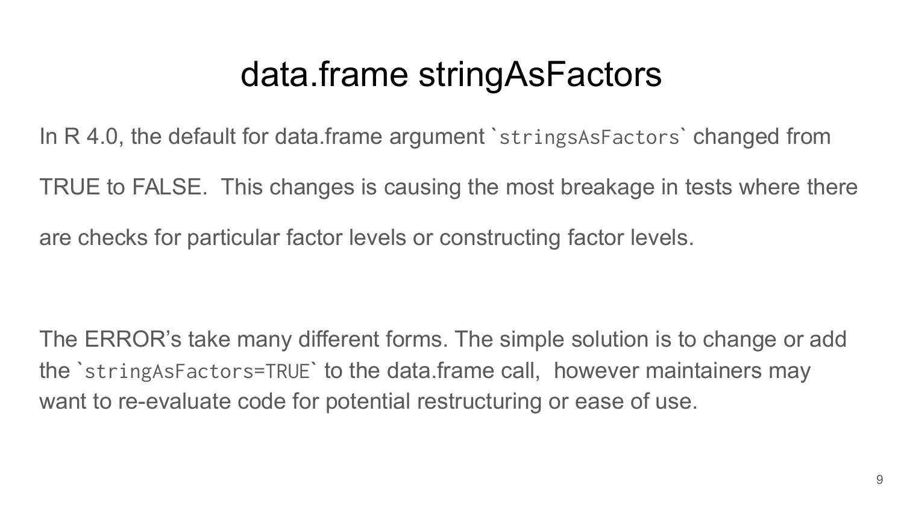# data.frame stringAsFactors

In R 4.0, the default for data.frame argument `stringsAsFactors` changed from TRUE to FALSE. This changes is causing the most breakage in tests where there are checks for particular factor levels or constructing factor levels.

The ERROR's take many different forms. The simple solution is to change or add the `stringAsFactors=TRUE` to the data.frame call, however maintainers may want to re-evaluate code for potential restructuring or ease of use.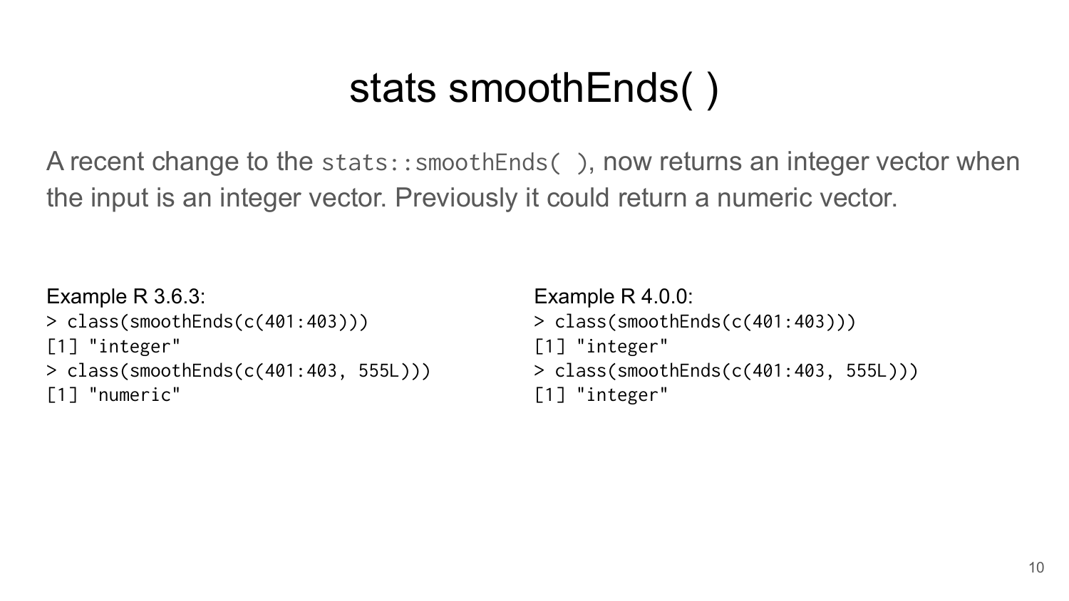# stats smoothEnds( )

A recent change to the `stats::smoothEnds( )`, now returns an integer vector when the input is an integer vector. Previously it could return a numeric vector.

Example R 3.6.3:

```
> class(smoothEnds(c(401:403)))
[1] "integer"
> class(smoothEnds(c(401:403, 555L)))
[1] "numeric"
```

Example R 4.0.0:

```
> class(smoothEnds(c(401:403)))
[1] "integer"
> class(smoothEnds(c(401:403, 555L)))
[1] "integer"
```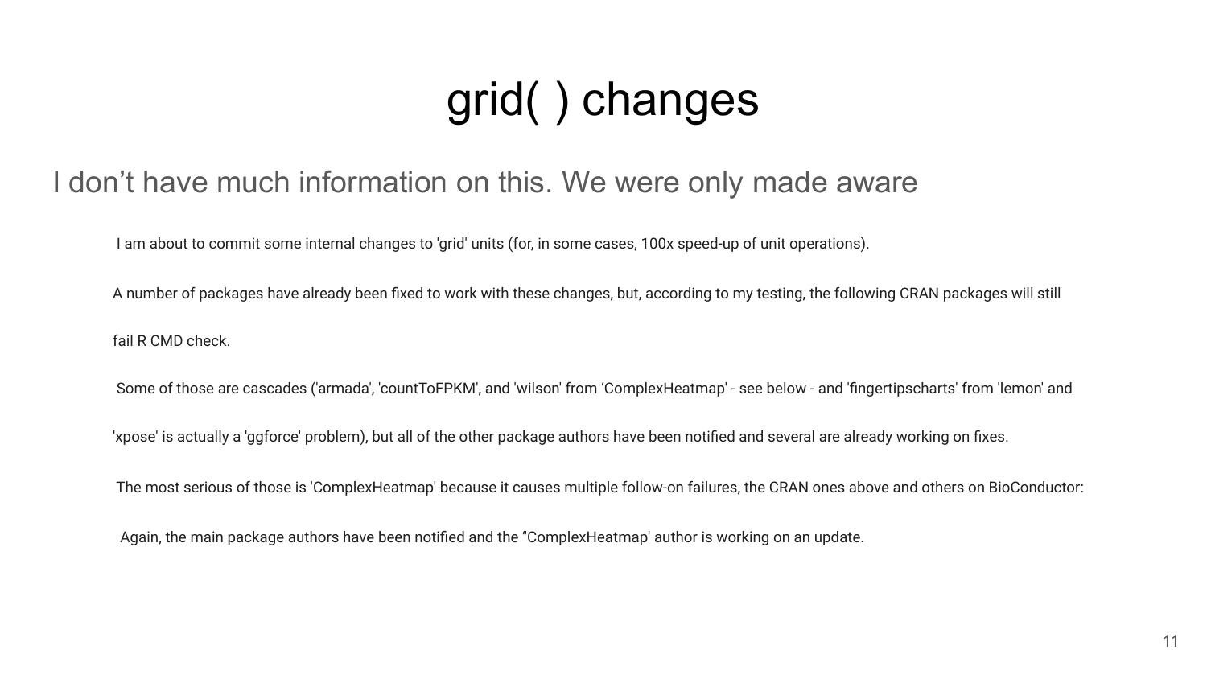# grid( ) changes

## I don’t have much information on this. We were only made aware

I am about to commit some internal changes to 'grid' units (for, in some cases, 100x speed-up of unit operations).

A number of packages have already been fixed to work with these changes, but, according to my testing, the following CRAN packages will still fail R CMD check.

Some of those are cascades ('armada', 'countToFPKM', and 'wilson' from ‘ComplexHeatmap' - see below - and 'fingertipscharts' from 'lemon' and 'xpose' is actually a 'ggforce' problem), but all of the other package authors have been notified and several are already working on fixes.

The most serious of those is 'ComplexHeatmap' because it causes multiple follow-on failures, the CRAN ones above and others on BioConductor:

Again, the main package authors have been notified and the ‘'ComplexHeatmap' author is working on an update.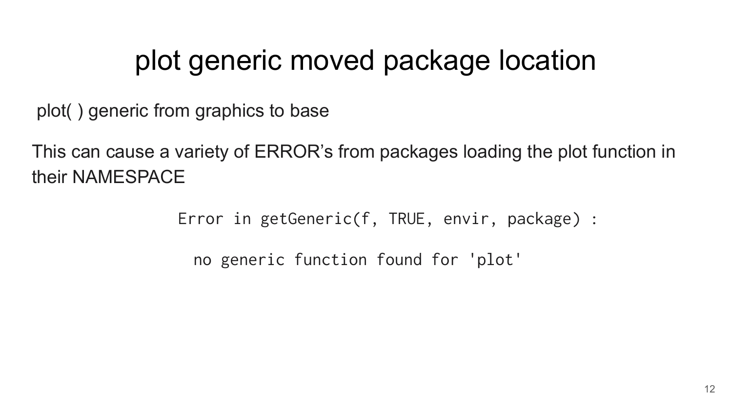# plot generic moved package location

plot( ) generic from graphics to base

This can cause a variety of ERROR's from packages loading the plot function in their NAMESPACE

```
Error in getGeneric(f, TRUE, envir, package) :

  no generic function found for 'plot'
```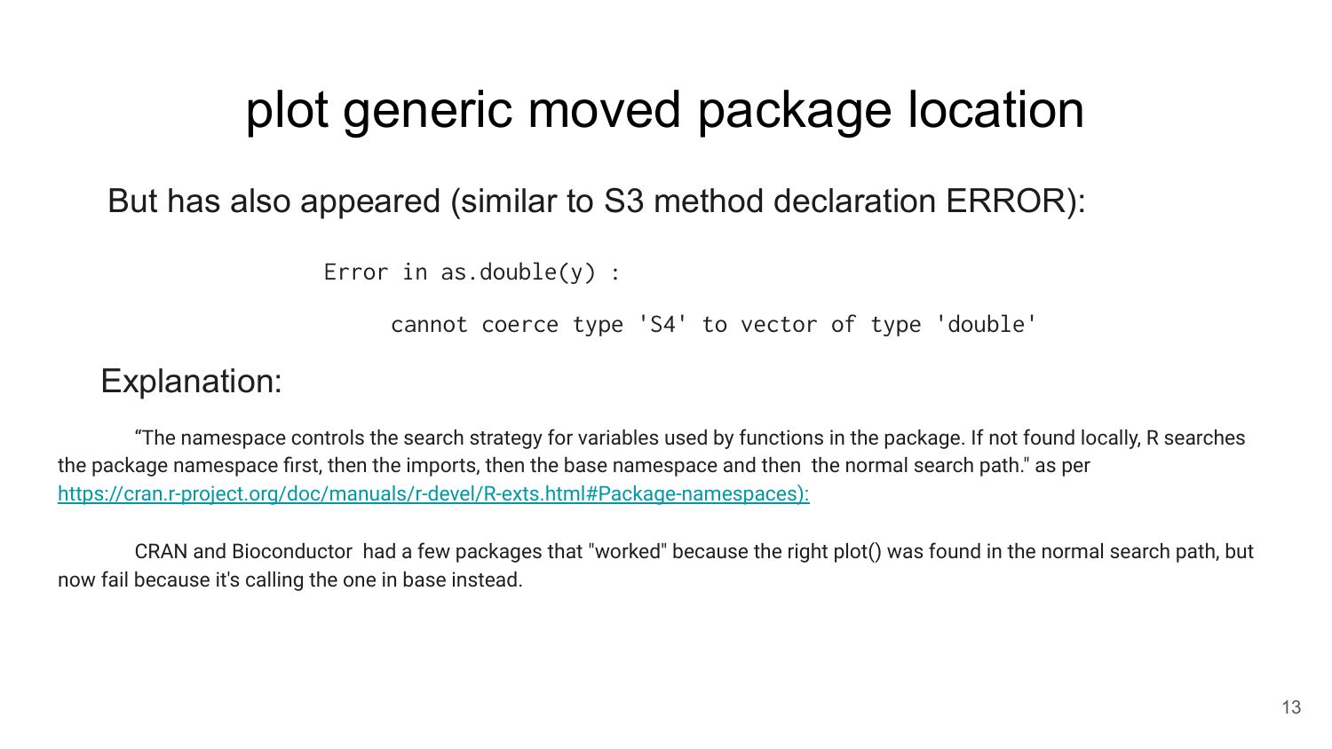# plot generic moved package location

But has also appeared (similar to S3 method declaration ERROR):

```
Error in as.double(y) :
    cannot coerce type 'S4' to vector of type 'double'
```

Explanation:

“The namespace controls the search strategy for variables used by functions in the package. If not found locally, R searches the package namespace first, then the imports, then the base namespace and then the normal search path." as per [https://cran.r-project.org/doc/manuals/r-devel/R-exts.html#Package-namespaces):](https://cran.r-project.org/doc/manuals/r-devel/R-exts.html#Package-namespaces)

CRAN and Bioconductor had a few packages that "worked" because the right plot() was found in the normal search path, but now fail because it's calling the one in base instead.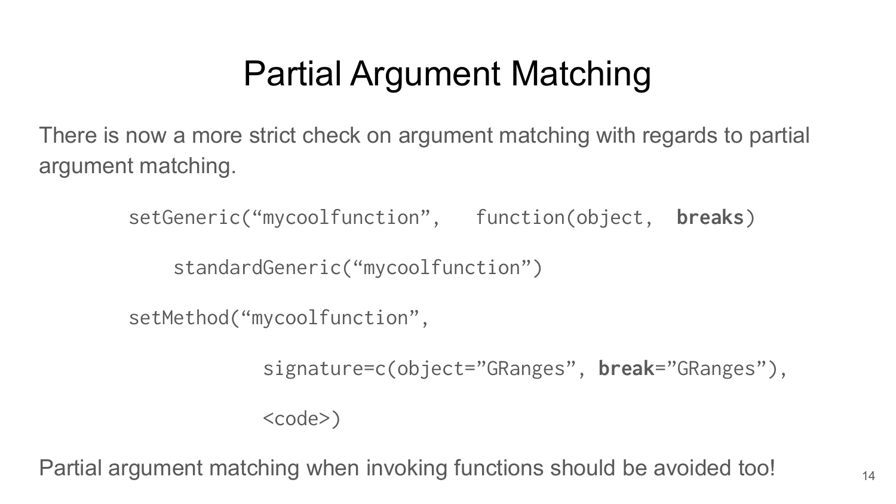# Partial Argument Matching

There is now a more strict check on argument matching with regards to partial argument matching.

```
setGeneric(“mycoolfunction”,   function(object,  breaks)

    standardGeneric(“mycoolfunction”)

setMethod(“mycoolfunction”,

              signature=c(object=”GRanges”, break=”GRanges”),

              <code>)
```

Partial argument matching when invoking functions should be avoided too!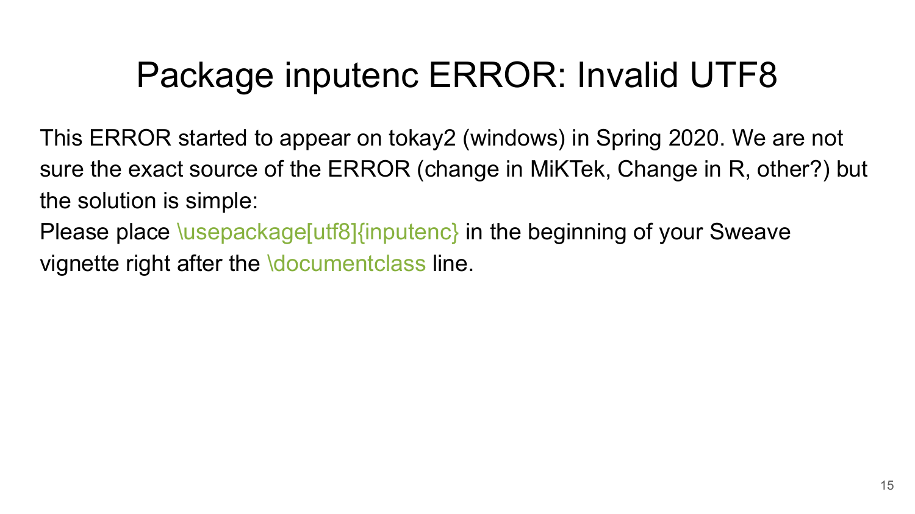# Package inputenc ERROR: Invalid UTF8

This ERROR started to appear on tokay2 (windows) in Spring 2020. We are not sure the exact source of the ERROR (change in MiKTek, Change in R, other?) but the solution is simple:

Please place `\usepackage[utf8]{inputenc}` in the beginning of your Sweave vignette right after the `\documentclass` line.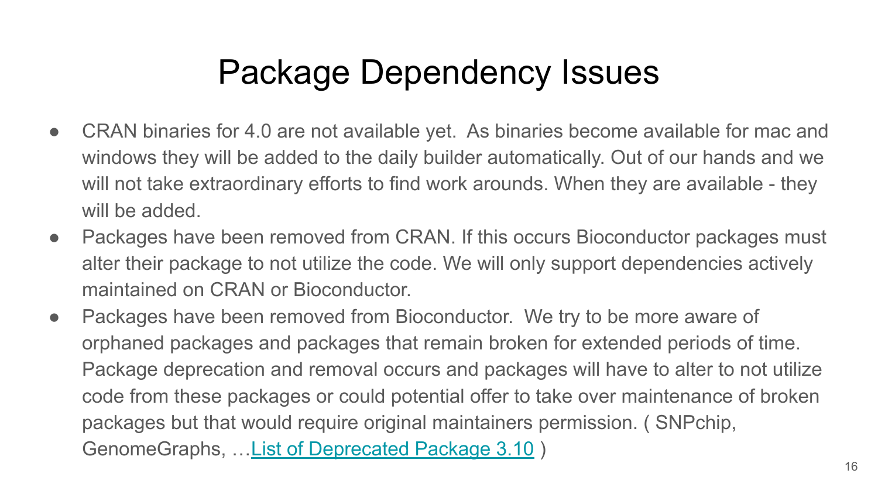# Package Dependency Issues

- CRAN binaries for 4.0 are not available yet. As binaries become available for mac and windows they will be added to the daily builder automatically. Out of our hands and we will not take extraordinary efforts to find work arounds. When they are available - they will be added.
- Packages have been removed from CRAN. If this occurs Bioconductor packages must alter their package to not utilize the code. We will only support dependencies actively maintained on CRAN or Bioconductor.
- Packages have been removed from Bioconductor. We try to be more aware of orphaned packages and packages that remain broken for extended periods of time. Package deprecation and removal occurs and packages will have to alter to not utilize code from these packages or could potential offer to take over maintenance of broken packages but that would require original maintainers permission. ( SNPchip, GenomeGraphs, …List of Deprecated Package 3.10 )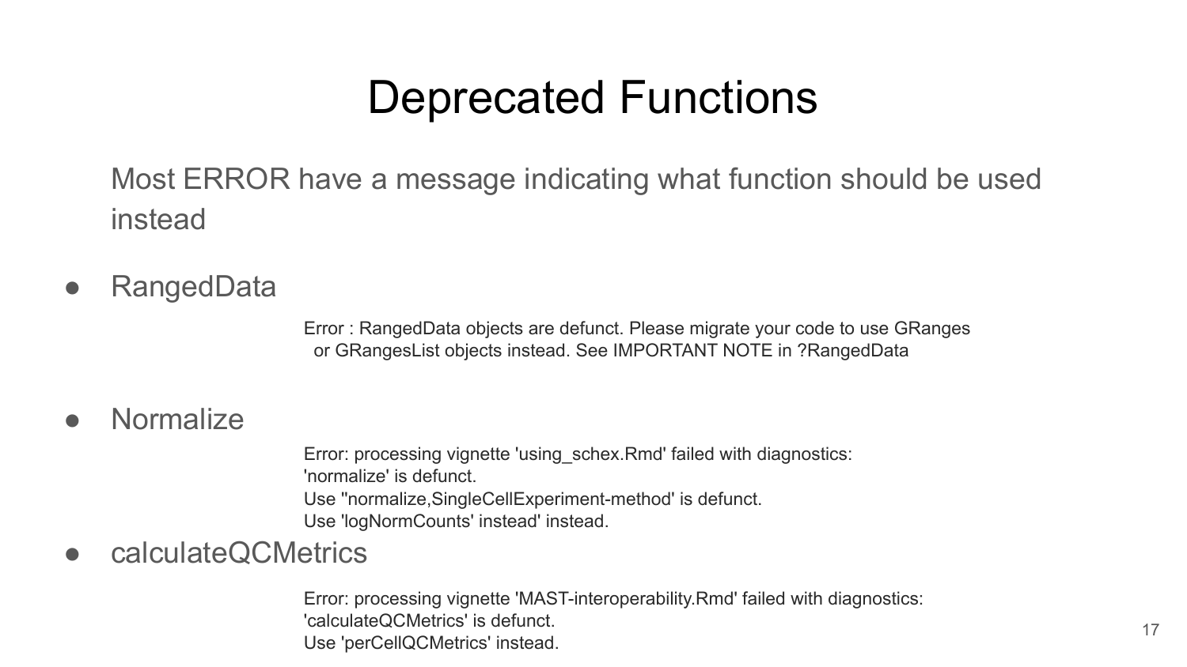# Deprecated Functions

Most ERROR have a message indicating what function should be used instead

- RangedData

```
Error : RangedData objects are defunct. Please migrate your code to use GRanges
  or GRangesList objects instead. See IMPORTANT NOTE in ?RangedData
```

- Normalize

```
Error: processing vignette 'using_schex.Rmd' failed with diagnostics:
'normalize' is defunct.
Use ''normalize,SingleCellExperiment-method' is defunct.
Use 'logNormCounts' instead' instead.
```

- calculateQCMetrics

```
Error: processing vignette 'MAST-interoperability.Rmd' failed with diagnostics:
'calculateQCMetrics' is defunct.
Use 'perCellQCMetrics' instead.
```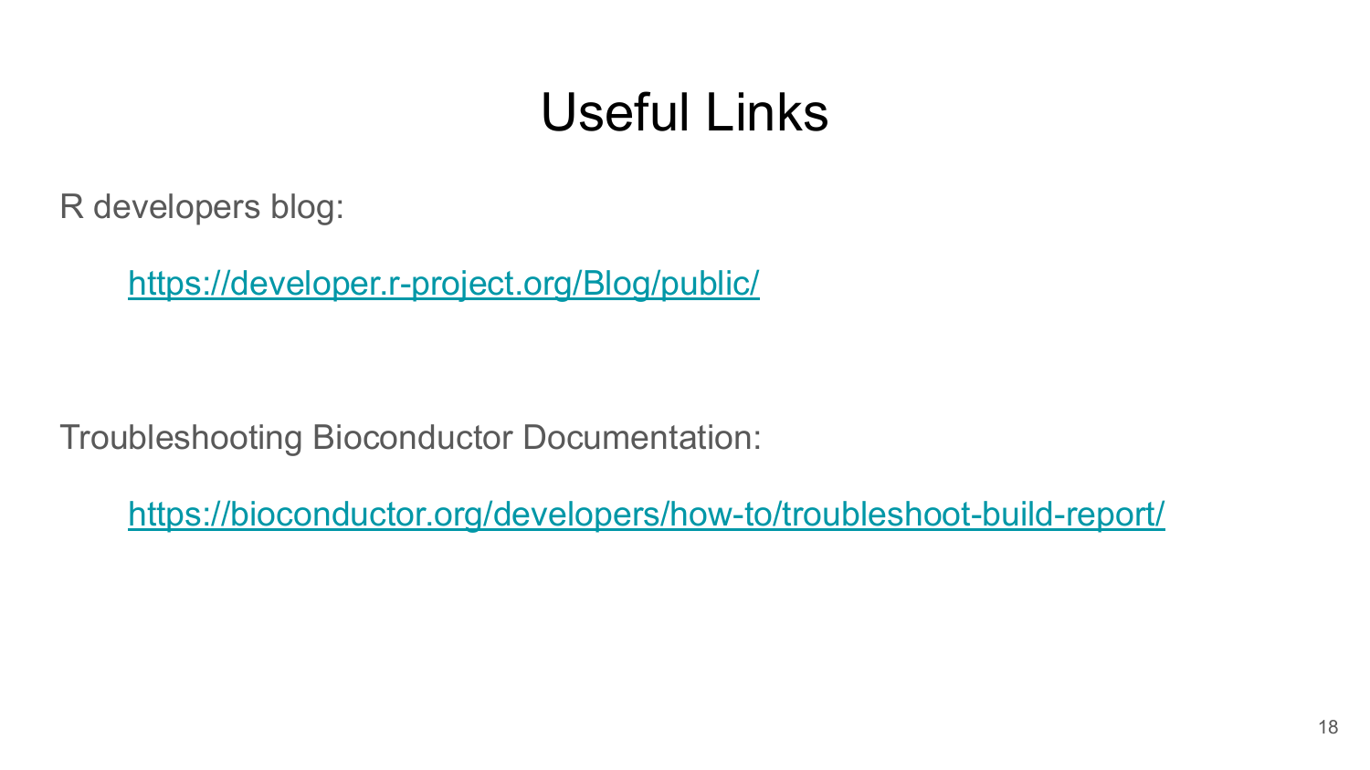# Useful Links

R developers blog:

[https://developer.r-project.org/Blog/public/](https://developer.r-project.org/Blog/public/)

Troubleshooting Bioconductor Documentation:

[https://bioconductor.org/developers/how-to/troubleshoot-build-report/](https://bioconductor.org/developers/how-to/troubleshoot-build-report/)